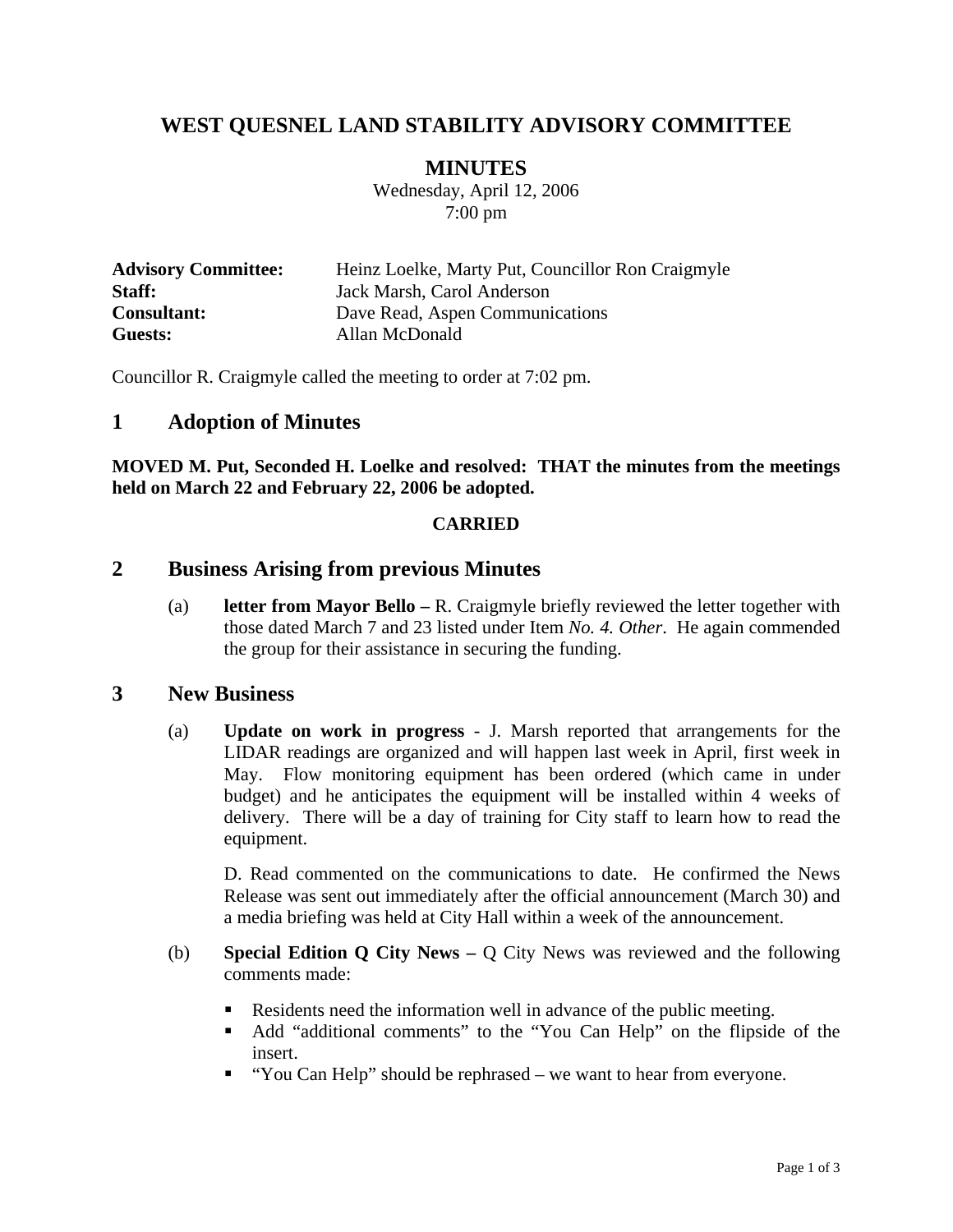# WEST QUESNEL LAND STABILITY ADVISORY COMMITTEE

## MINUTES

Wednesday, April 12, 2006
7:00 pm

**Advisory Committee:** Heinz Loelke, Marty Put, Councillor Ron Craigmyle
**Staff:** Jack Marsh, Carol Anderson
**Consultant:** Dave Read, Aspen Communications
**Guests:** Allan McDonald

Councillor R. Craigmyle called the meeting to order at 7:02 pm.

## 1 Adoption of Minutes

**MOVED M. Put, Seconded H. Loelke and resolved: THAT the minutes from the meetings held on March 22 and February 22, 2006 be adopted.**

**CARRIED**

## 2 Business Arising from previous Minutes

(a) **letter from Mayor Bello –** R. Craigmyle briefly reviewed the letter together with those dated March 7 and 23 listed under Item *No. 4. Other*. He again commended the group for their assistance in securing the funding.

## 3 New Business

(a) **Update on work in progress** - J. Marsh reported that arrangements for the LIDAR readings are organized and will happen last week in April, first week in May. Flow monitoring equipment has been ordered (which came in under budget) and he anticipates the equipment will be installed within 4 weeks of delivery. There will be a day of training for City staff to learn how to read the equipment.

D. Read commented on the communications to date. He confirmed the News Release was sent out immediately after the official announcement (March 30) and a media briefing was held at City Hall within a week of the announcement.

(b) **Special Edition Q City News –** Q City News was reviewed and the following comments made:

- Residents need the information well in advance of the public meeting.
- Add "additional comments" to the "You Can Help" on the flipside of the insert.
- "You Can Help" should be rephrased – we want to hear from everyone.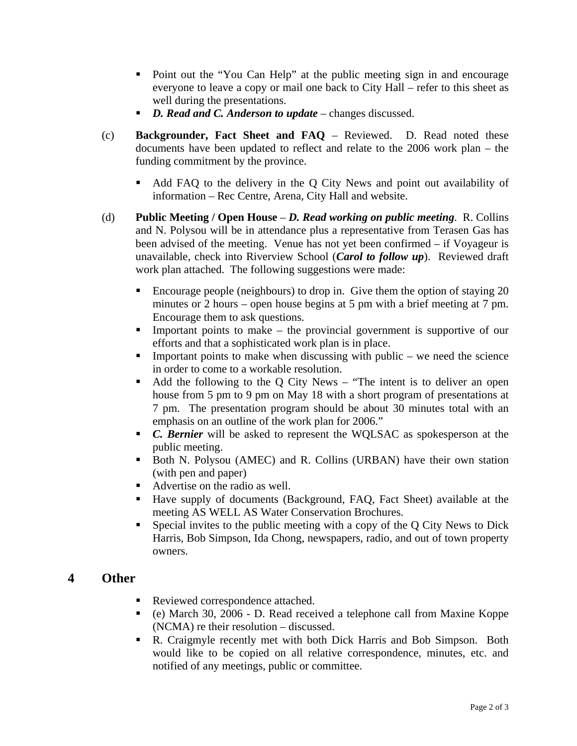- Point out the "You Can Help" at the public meeting sign in and encourage everyone to leave a copy or mail one back to City Hall – refer to this sheet as well during the presentations.
- ***D. Read and C. Anderson to update*** – changes discussed.

(c) **Backgrounder, Fact Sheet and FAQ** – Reviewed. D. Read noted these documents have been updated to reflect and relate to the 2006 work plan – the funding commitment by the province.

- Add FAQ to the delivery in the Q City News and point out availability of information – Rec Centre, Arena, City Hall and website.

(d) **Public Meeting / Open House** – ***D. Read working on public meeting***. R. Collins and N. Polysou will be in attendance plus a representative from Terasen Gas has been advised of the meeting. Venue has not yet been confirmed – if Voyageur is unavailable, check into Riverview School (***Carol to follow up***). Reviewed draft work plan attached. The following suggestions were made:

- Encourage people (neighbours) to drop in. Give them the option of staying 20 minutes or 2 hours – open house begins at 5 pm with a brief meeting at 7 pm. Encourage them to ask questions.
- Important points to make – the provincial government is supportive of our efforts and that a sophisticated work plan is in place.
- Important points to make when discussing with public – we need the science in order to come to a workable resolution.
- Add the following to the Q City News – "The intent is to deliver an open house from 5 pm to 9 pm on May 18 with a short program of presentations at 7 pm. The presentation program should be about 30 minutes total with an emphasis on an outline of the work plan for 2006."
- ***C. Bernier*** will be asked to represent the WQLSAC as spokesperson at the public meeting.
- Both N. Polysou (AMEC) and R. Collins (URBAN) have their own station (with pen and paper)
- Advertise on the radio as well.
- Have supply of documents (Background, FAQ, Fact Sheet) available at the meeting AS WELL AS Water Conservation Brochures.
- Special invites to the public meeting with a copy of the Q City News to Dick Harris, Bob Simpson, Ida Chong, newspapers, radio, and out of town property owners.

## 4 Other

- Reviewed correspondence attached.
- (e) March 30, 2006 - D. Read received a telephone call from Maxine Koppe (NCMA) re their resolution – discussed.
- R. Craigmyle recently met with both Dick Harris and Bob Simpson. Both would like to be copied on all relative correspondence, minutes, etc. and notified of any meetings, public or committee.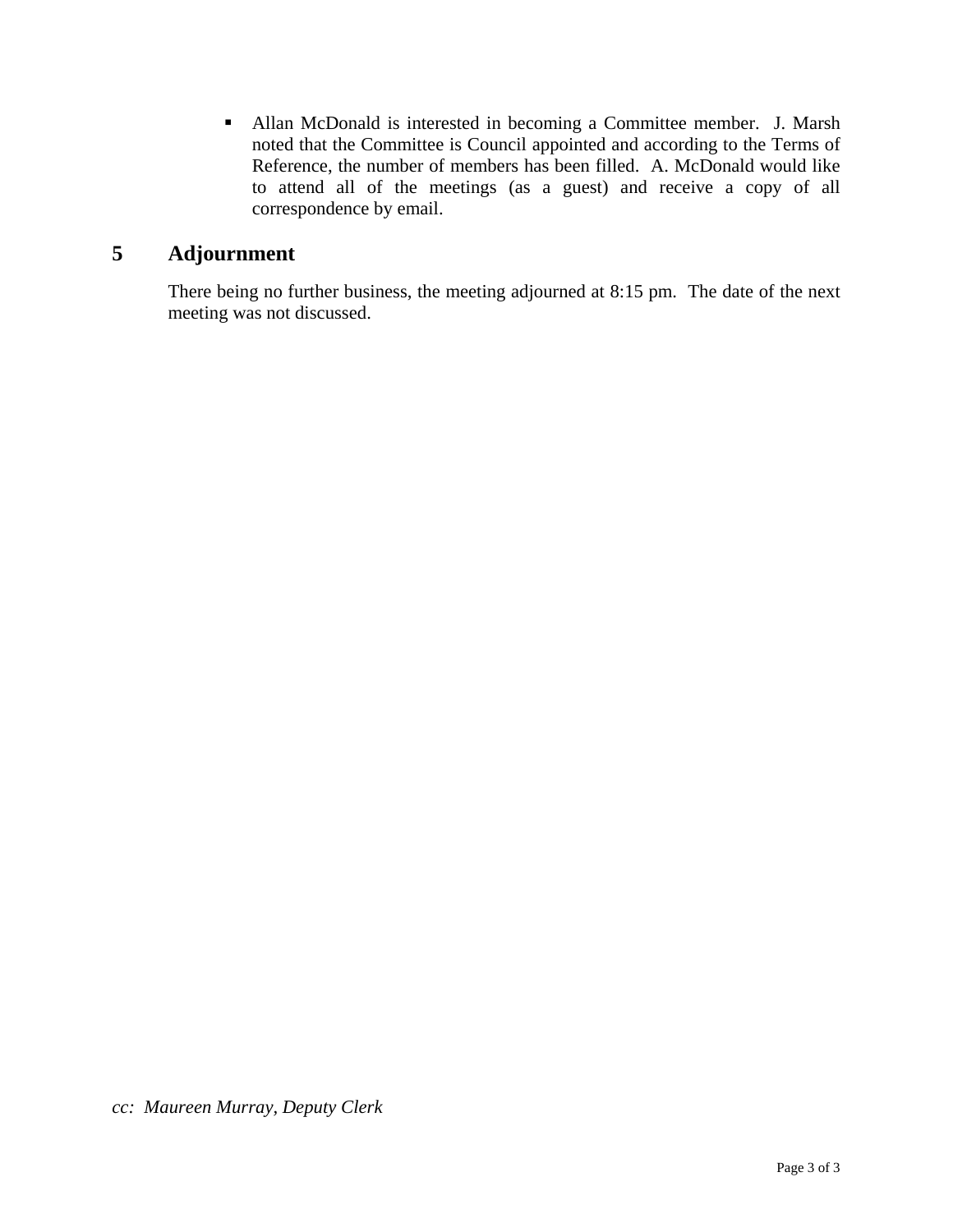- Allan McDonald is interested in becoming a Committee member. J. Marsh noted that the Committee is Council appointed and according to the Terms of Reference, the number of members has been filled. A. McDonald would like to attend all of the meetings (as a guest) and receive a copy of all correspondence by email.

## 5 Adjournment

There being no further business, the meeting adjourned at 8:15 pm. The date of the next meeting was not discussed.

*cc: Maureen Murray, Deputy Clerk*